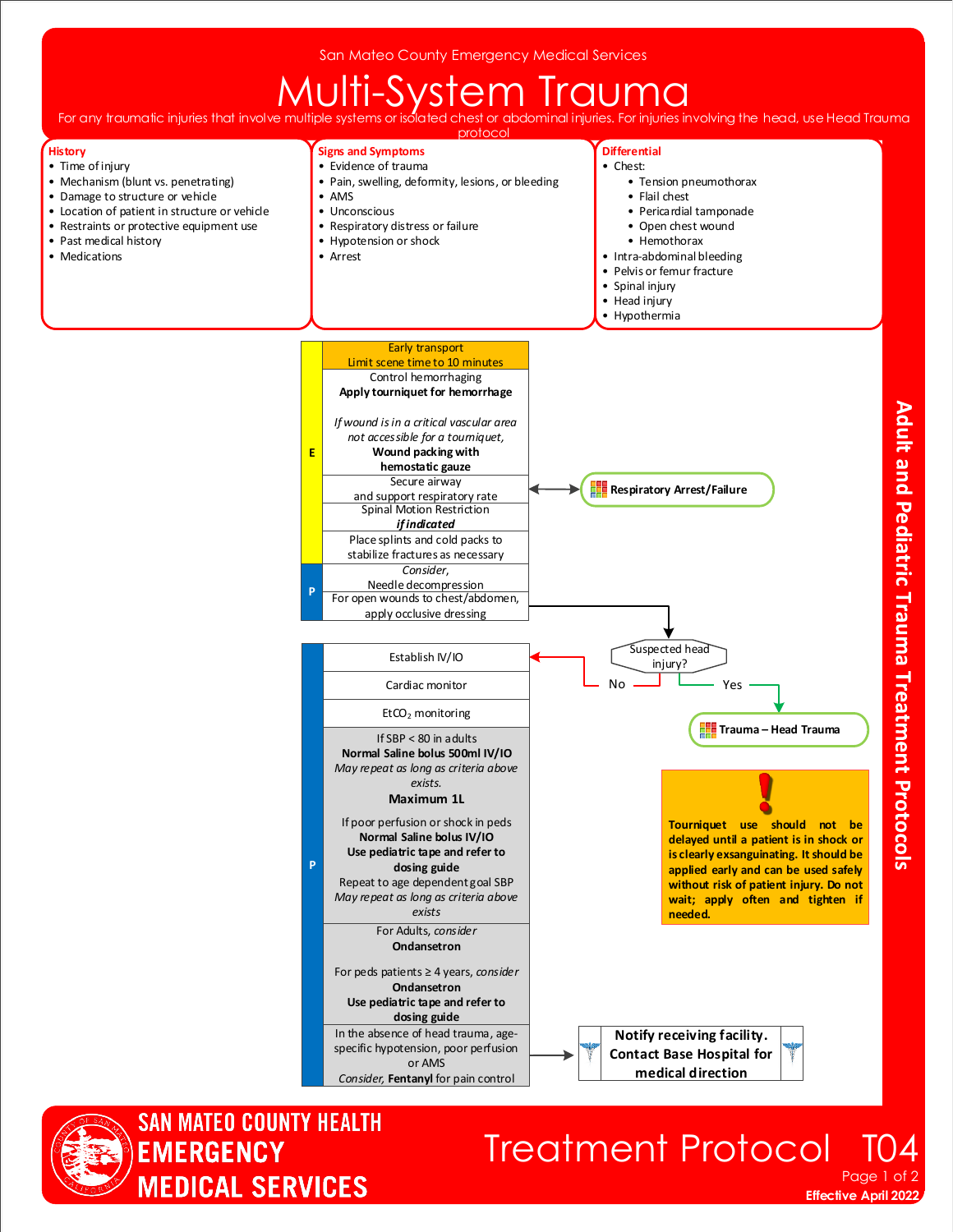San Mateo County Emergency Medical Services

# Multi-System Trauma

For any traumatic injuries that involve multiple systems or isolated chest or abdominal injuries. For injuries involving the head, use Head Trauma protocol

## History

- Time of injury
- Mechanism (blunt vs. penetrating)
- Damage to structure or vehicle
- Location of patient in structure or vehicle
- Restraints or protective equipment use
- Past medical history
- Medications

## Signs and Symptoms

- Evidence of trauma
- Pain, swelling, deformity, lesions, or bleeding
- AMS
- Unconscious
- Respiratory distress or failure
- Hypotension or shock
- Arrest

## Differential

- Chest:
  - Tension pneumothorax
  - Flail chest
  - Pericardial tamponade
  - Open chest wound
  - Hemothorax
- Intra-abdominal bleeding
- Pelvis or femur fracture
- Spinal injury
- Head injury
- Hypothermia

## Treatment

**E**

- Early transport
  Limit scene time to 10 minutes
- Control hemorrhaging
  **Apply tourniquet for hemorrhage**
  *If wound is in a critical vascular area not accessible for a tourniquet,*
  **Wound packing with hemostatic gauze**
- Secure airway and support respiratory rate ↔ **Respiratory Arrest/Failure**
- Spinal Motion Restriction *if indicated*
- Place splints and cold packs to stabilize fractures as necessary

**P**

- *Consider,* Needle decompression
- For open wounds to chest/abdomen, apply occlusive dressing

**Suspected head injury?**

- Yes → **Trauma – Head Trauma**
- No → continue below

**P**

- Establish IV/IO
- Cardiac monitor
- $EtCO_2$ monitoring
- If SBP < 80 in adults
  **Normal Saline bolus 500ml IV/IO**
  *May repeat as long as criteria above exists.*
  **Maximum 1L**

  If poor perfusion or shock in peds
  **Normal Saline bolus IV/IO**
  **Use pediatric tape and refer to dosing guide**
  Repeat to age dependent goal SBP
  *May repeat as long as criteria above exists*
- For Adults, *consider*
  **Ondansetron**

  For peds patients ≥ 4 years, *consider*
  **Ondansetron**
  **Use pediatric tape and refer to dosing guide**
- In the absence of head trauma, age-specific hypotension, poor perfusion or AMS
  *Consider,* **Fentanyl** for pain control

→ **Notify receiving facility. Contact Base Hospital for medical direction**

**!** **Tourniquet use should not be delayed until a patient is in shock or is clearly exsanguinating. It should be applied early and can be used safely without risk of patient injury. Do not wait; apply often and tighten if needed.**

Adult and Pediatric Trauma Treatment Protocols

SAN MATEO COUNTY HEALTH EMERGENCY MEDICAL SERVICES

Treatment Protocol T04

Effective April 2022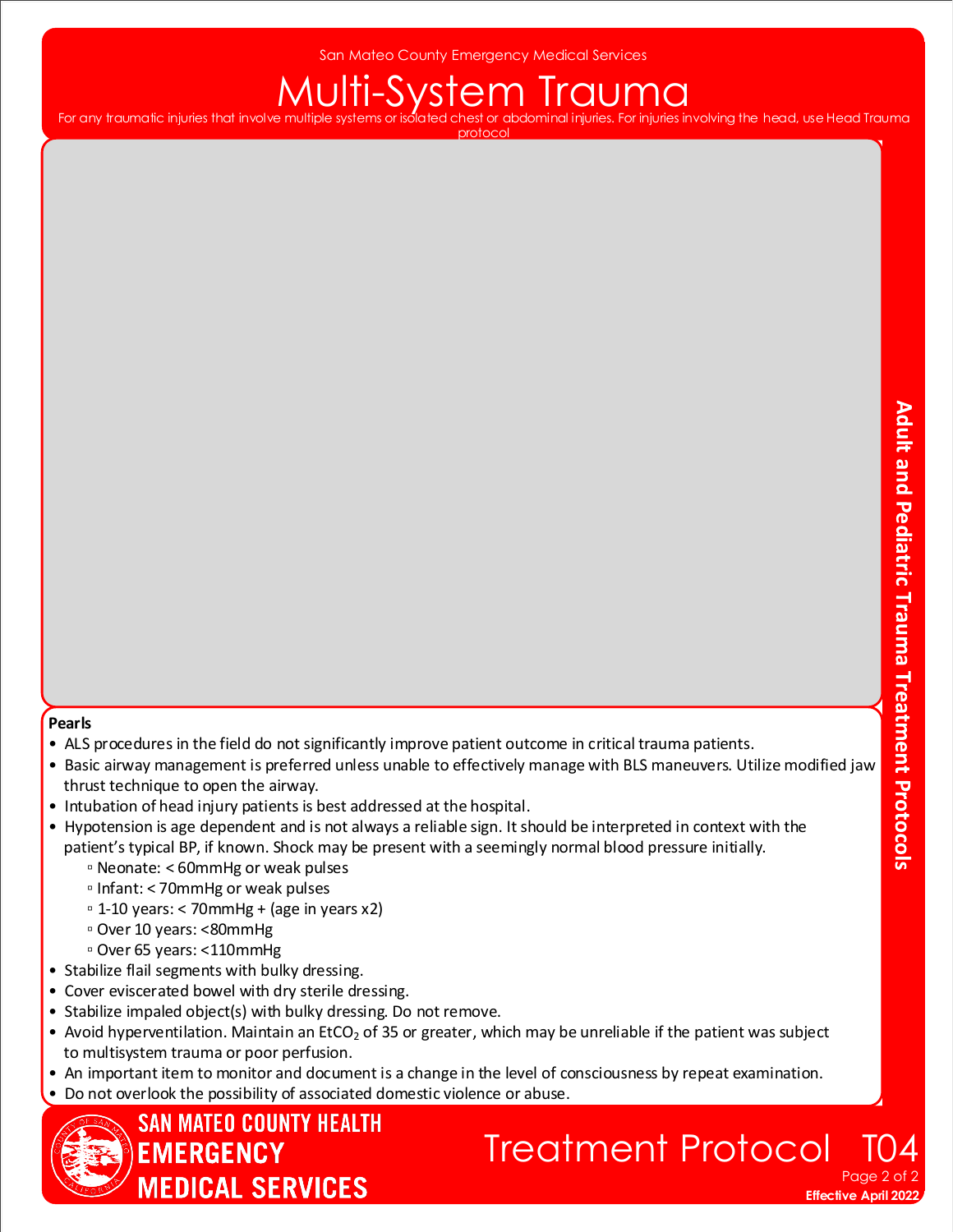San Mateo County Emergency Medical Services

# Multi-System Trauma

For any traumatic injuries that involve multiple systems or isolated chest or abdominal injuries. For injuries involving the head, use Head Trauma protocol

**Pearls**

- ALS procedures in the field do not significantly improve patient outcome in critical trauma patients.
- Basic airway management is preferred unless unable to effectively manage with BLS maneuvers. Utilize modified jaw thrust technique to open the airway.
- Intubation of head injury patients is best addressed at the hospital.
- Hypotension is age dependent and is not always a reliable sign. It should be interpreted in context with the patient's typical BP, if known. Shock may be present with a seemingly normal blood pressure initially.
  - Neonate: < 60mmHg or weak pulses
  - Infant: < 70mmHg or weak pulses
  - 1-10 years: < 70mmHg + (age in years x2)
  - Over 10 years: <80mmHg
  - Over 65 years: <110mmHg
- Stabilize flail segments with bulky dressing.
- Cover eviscerated bowel with dry sterile dressing.
- Stabilize impaled object(s) with bulky dressing. Do not remove.
- Avoid hyperventilation. Maintain an $EtCO_2$ of 35 or greater, which may be unreliable if the patient was subject to multisystem trauma or poor perfusion.
- An important item to monitor and document is a change in the level of consciousness by repeat examination.
- Do not overlook the possibility of associated domestic violence or abuse.

Adult and Pediatric Trauma Treatment Protocols

SAN MATEO COUNTY HEALTH EMERGENCY MEDICAL SERVICES

Treatment Protocol T04

Effective April 2022